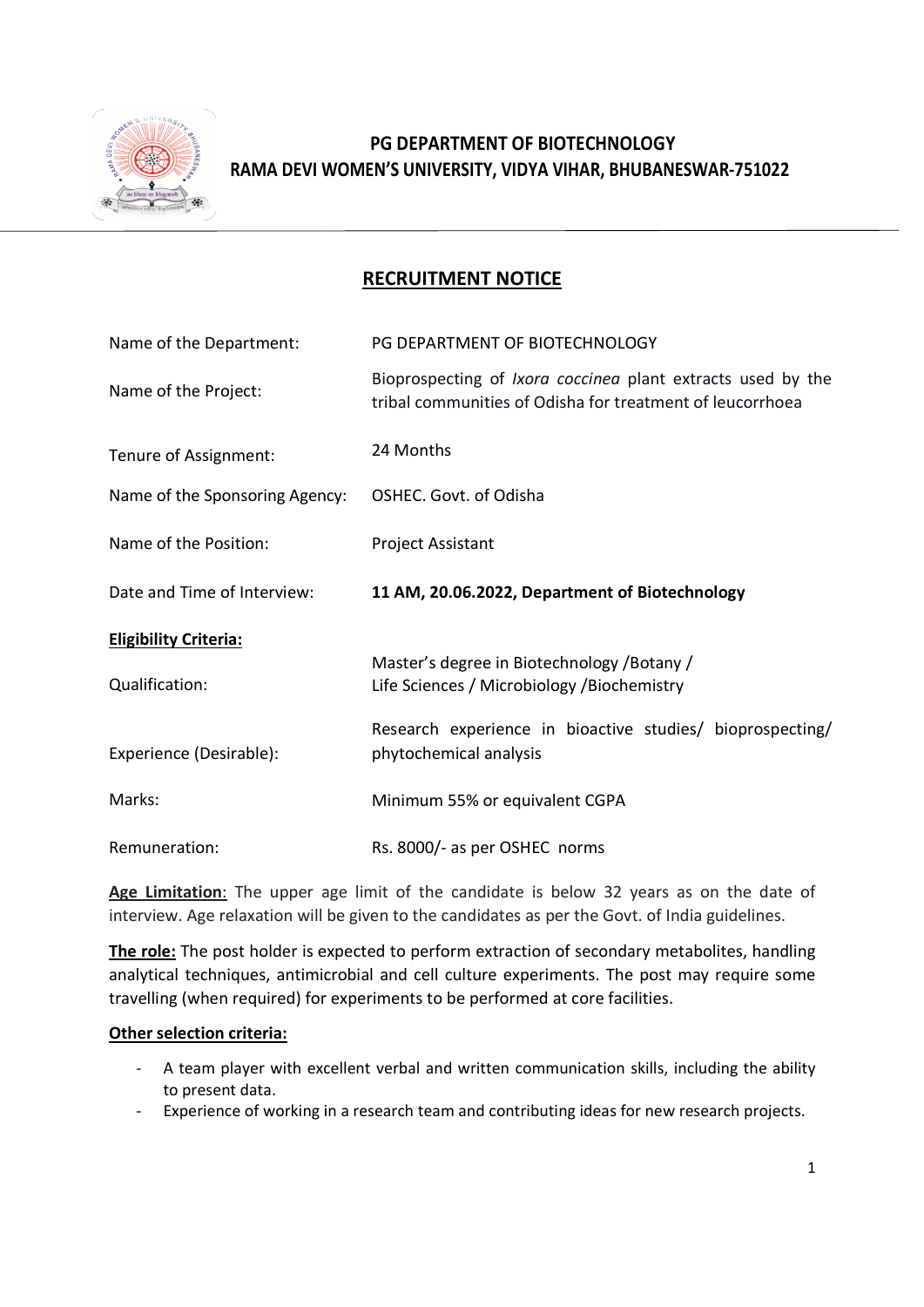# PG DEPARTMENT OF BIOTECHNOLOGY
# RAMA DEVI WOMEN'S UNIVERSITY, VIDYA VIHAR, BHUBANESWAR-751022

## RECRUITMENT NOTICE

| | |
|---|---|
| Name of the Department: | PG DEPARTMENT OF BIOTECHNOLOGY |
| Name of the Project: | Bioprospecting of *Ixora coccinea* plant extracts used by the tribal communities of Odisha for treatment of leucorrhoea |
| Tenure of Assignment: | 24 Months |
| Name of the Sponsoring Agency: | OSHEC. Govt. of Odisha |
| Name of the Position: | Project Assistant |
| Date and Time of Interview: | **11 AM, 20.06.2022, Department of Biotechnology** |

**Eligibility Criteria:**

| | |
|---|---|
| Qualification: | Master's degree in Biotechnology /Botany / Life Sciences / Microbiology /Biochemistry |
| Experience (Desirable): | Research experience in bioactive studies/ bioprospecting/ phytochemical analysis |
| Marks: | Minimum 55% or equivalent CGPA |
| Remuneration: | Rs. 8000/- as per OSHEC norms |

**Age Limitation**: The upper age limit of the candidate is below 32 years as on the date of interview. Age relaxation will be given to the candidates as per the Govt. of India guidelines.

**The role:** The post holder is expected to perform extraction of secondary metabolites, handling analytical techniques, antimicrobial and cell culture experiments. The post may require some travelling (when required) for experiments to be performed at core facilities.

**Other selection criteria:**

- A team player with excellent verbal and written communication skills, including the ability to present data.
- Experience of working in a research team and contributing ideas for new research projects.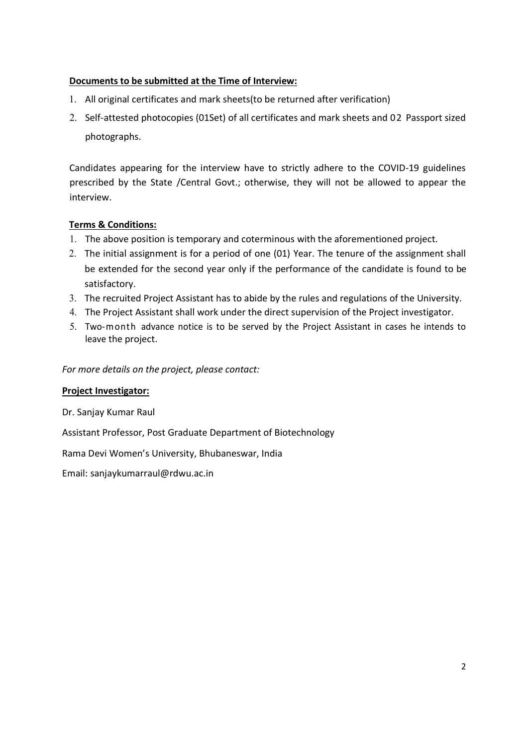**Documents to be submitted at the Time of Interview:**

1. All original certificates and mark sheets(to be returned after verification)
2. Self-attested photocopies (01Set) of all certificates and mark sheets and 02 Passport sized photographs.

Candidates appearing for the interview have to strictly adhere to the COVID-19 guidelines prescribed by the State /Central Govt.; otherwise, they will not be allowed to appear the interview.

**Terms & Conditions:**

1. The above position is temporary and coterminous with the aforementioned project.
2. The initial assignment is for a period of one (01) Year. The tenure of the assignment shall be extended for the second year only if the performance of the candidate is found to be satisfactory.
3. The recruited Project Assistant has to abide by the rules and regulations of the University.
4. The Project Assistant shall work under the direct supervision of the Project investigator.
5. Two-month advance notice is to be served by the Project Assistant in cases he intends to leave the project.

*For more details on the project, please contact:*

**Project Investigator:**

Dr. Sanjay Kumar Raul

Assistant Professor, Post Graduate Department of Biotechnology

Rama Devi Women's University, Bhubaneswar, India

Email: sanjaykumarraul@rdwu.ac.in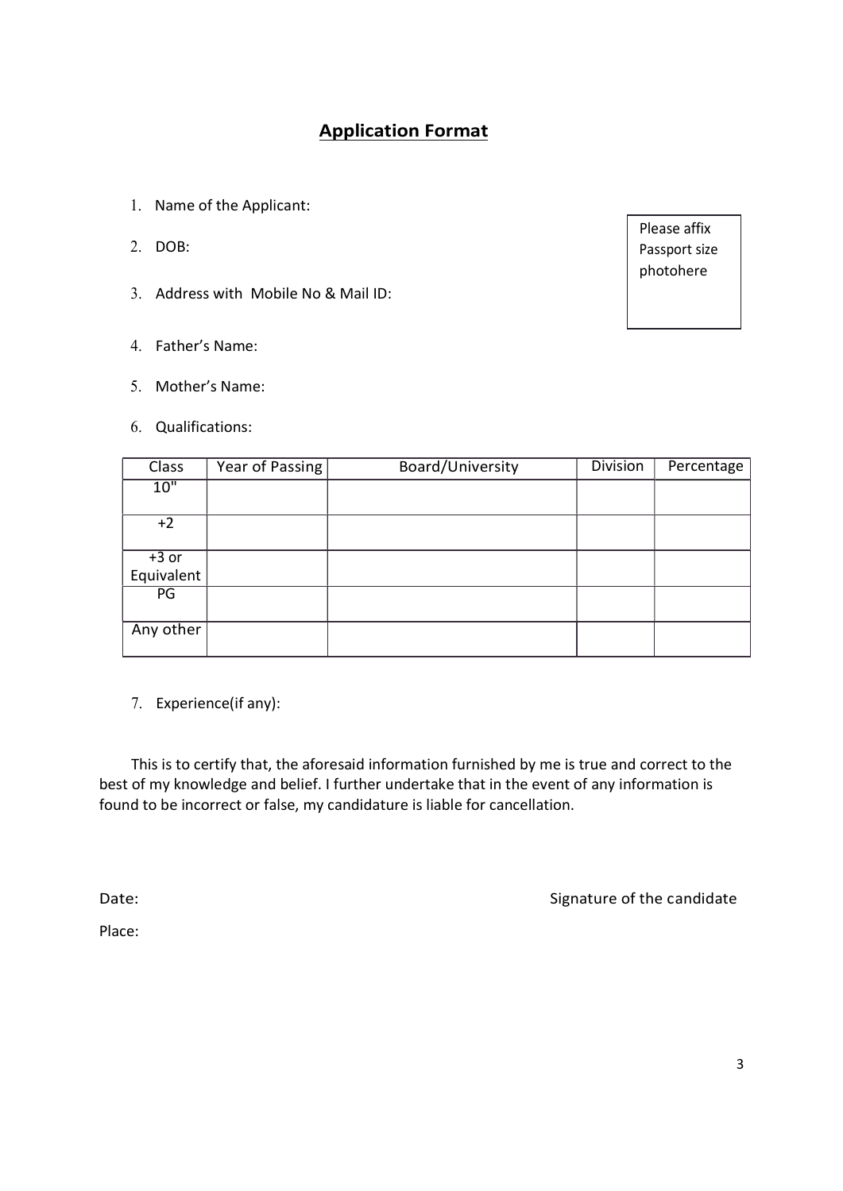## Application Format

1. Name of the Applicant:
2. DOB:
3. Address with Mobile No & Mail ID:
4. Father's Name:
5. Mother's Name:
6. Qualifications:

Please affix Passport size photohere

| Class | Year of Passing | Board/University | Division | Percentage |
|---|---|---|---|---|
| 10" | | | | |
| +2 | | | | |
| +3 or Equivalent | | | | |
| PG | | | | |
| Any other | | | | |

7. Experience(if any):

This is to certify that, the aforesaid information furnished by me is true and correct to the best of my knowledge and belief. I further undertake that in the event of any information is found to be incorrect or false, my candidature is liable for cancellation.

Date:

Signature of the candidate

Place: